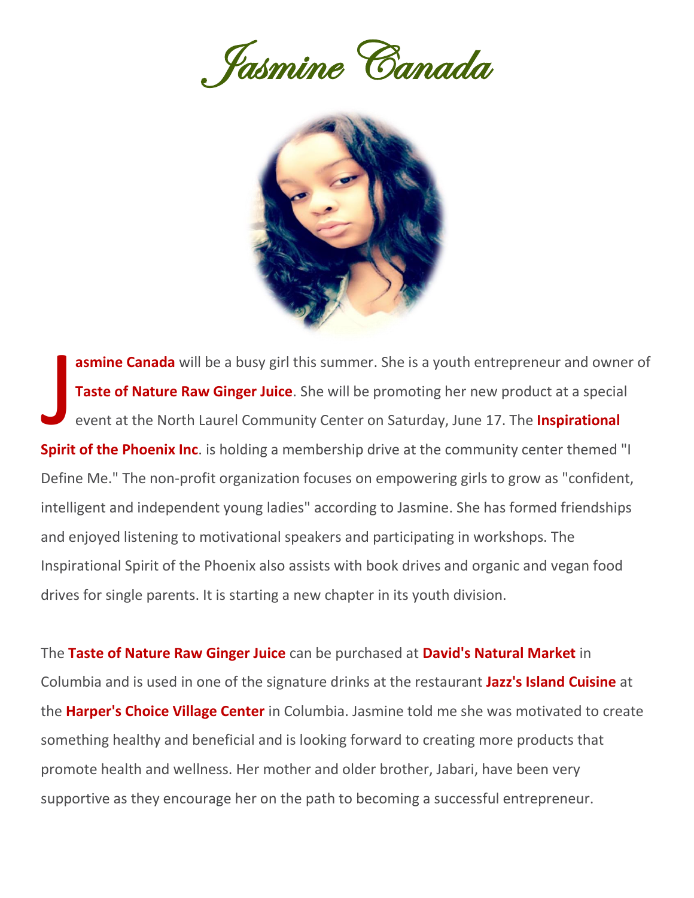# Jasmine Canada

**Jasmine Canada** will be a busy girl this summer. She is a youth entrepreneur and owner of **Taste of Nature Raw Ginger Juice**. She will be promoting her new product at a special event at the North Laurel Community Center on Saturday, June 17. The **Inspirational Spirit of the Phoenix Inc**. is holding a membership drive at the community center themed "I Define Me." The non-profit organization focuses on empowering girls to grow as "confident, intelligent and independent young ladies" according to Jasmine. She has formed friendships and enjoyed listening to motivational speakers and participating in workshops. The Inspirational Spirit of the Phoenix also assists with book drives and organic and vegan food drives for single parents. It is starting a new chapter in its youth division.

The **Taste of Nature Raw Ginger Juice** can be purchased at **David's Natural Market** in Columbia and is used in one of the signature drinks at the restaurant **Jazz's Island Cuisine** at the **Harper's Choice Village Center** in Columbia. Jasmine told me she was motivated to create something healthy and beneficial and is looking forward to creating more products that promote health and wellness. Her mother and older brother, Jabari, have been very supportive as they encourage her on the path to becoming a successful entrepreneur.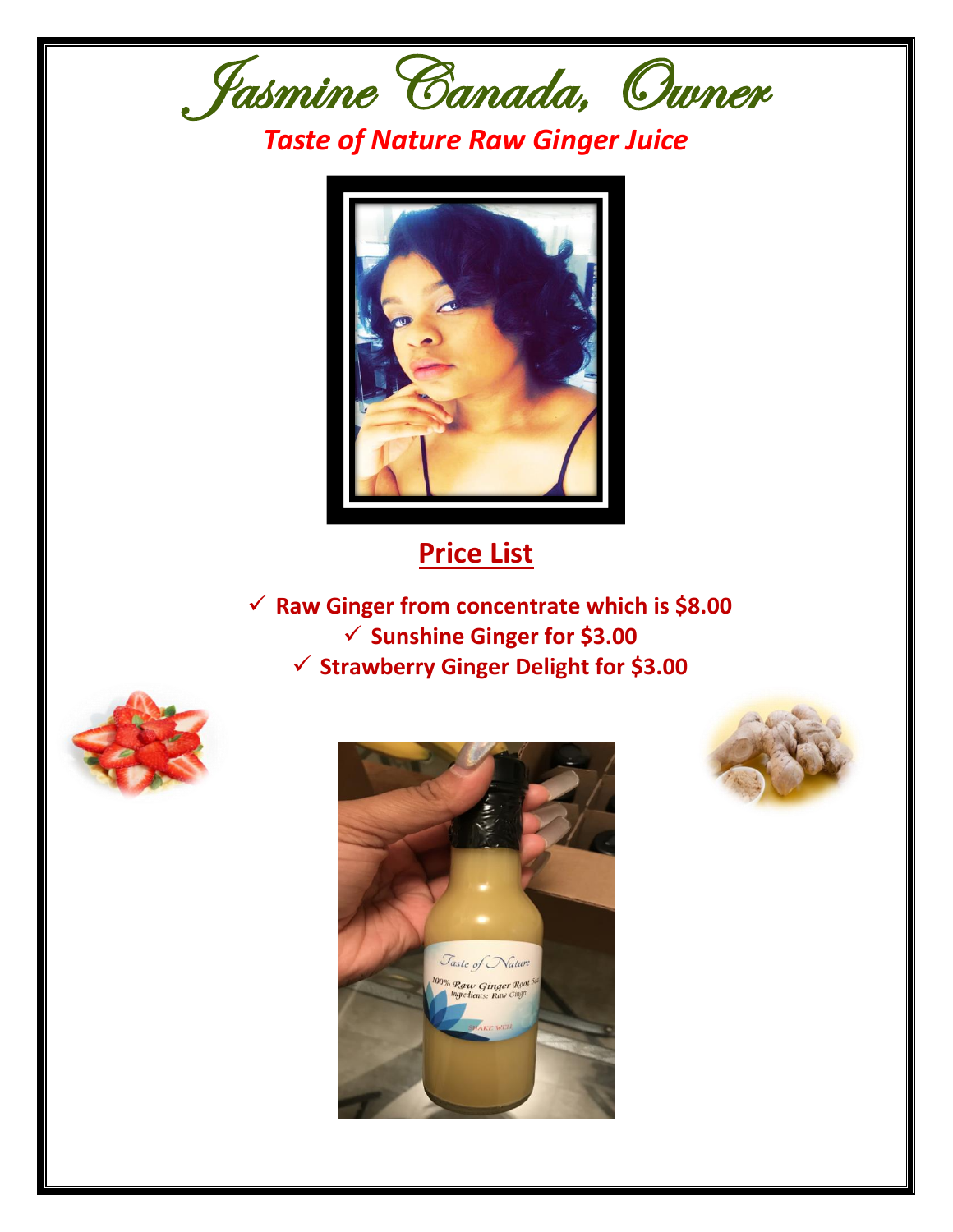# Jasmine Canada, Owner

*Taste of Nature Raw Ginger Juice*

## Price List

- ✓ **Raw Ginger from concentrate which is $8.00**
- ✓ **Sunshine Ginger for $3.00**
- ✓ **Strawberry Ginger Delight for $3.00**